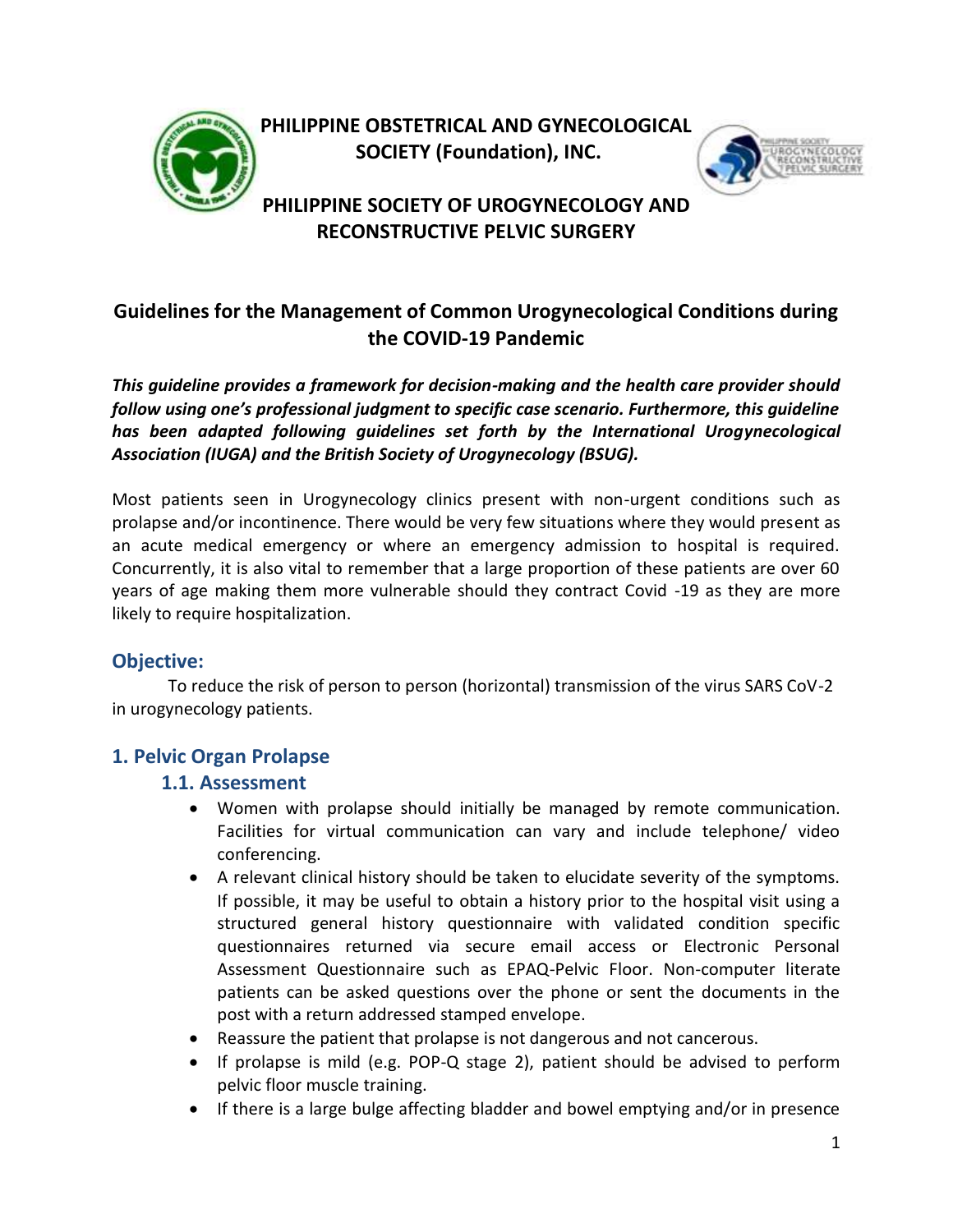**PHILIPPINE OBSTETRICAL AND GYNECOLOGICAL SOCIETY (Foundation), INC.**

**PHILIPPINE SOCIETY OF UROGYNECOLOGY AND RECONSTRUCTIVE PELVIC SURGERY**

# Guidelines for the Management of Common Urogynecological Conditions during the COVID-19 Pandemic

***This guideline provides a framework for decision-making and the health care provider should follow using one's professional judgment to specific case scenario. Furthermore, this guideline has been adapted following guidelines set forth by the International Urogynecological Association (IUGA) and the British Society of Urogynecology (BSUG).***

Most patients seen in Urogynecology clinics present with non-urgent conditions such as prolapse and/or incontinence. There would be very few situations where they would present as an acute medical emergency or where an emergency admission to hospital is required. Concurrently, it is also vital to remember that a large proportion of these patients are over 60 years of age making them more vulnerable should they contract Covid -19 as they are more likely to require hospitalization.

## Objective:

To reduce the risk of person to person (horizontal) transmission of the virus SARS CoV-2 in urogynecology patients.

## 1. Pelvic Organ Prolapse

### 1.1. Assessment

- Women with prolapse should initially be managed by remote communication. Facilities for virtual communication can vary and include telephone/ video conferencing.
- A relevant clinical history should be taken to elucidate severity of the symptoms. If possible, it may be useful to obtain a history prior to the hospital visit using a structured general history questionnaire with validated condition specific questionnaires returned via secure email access or Electronic Personal Assessment Questionnaire such as EPAQ-Pelvic Floor. Non-computer literate patients can be asked questions over the phone or sent the documents in the post with a return addressed stamped envelope.
- Reassure the patient that prolapse is not dangerous and not cancerous.
- If prolapse is mild (e.g. POP-Q stage 2), patient should be advised to perform pelvic floor muscle training.
- If there is a large bulge affecting bladder and bowel emptying and/or in presence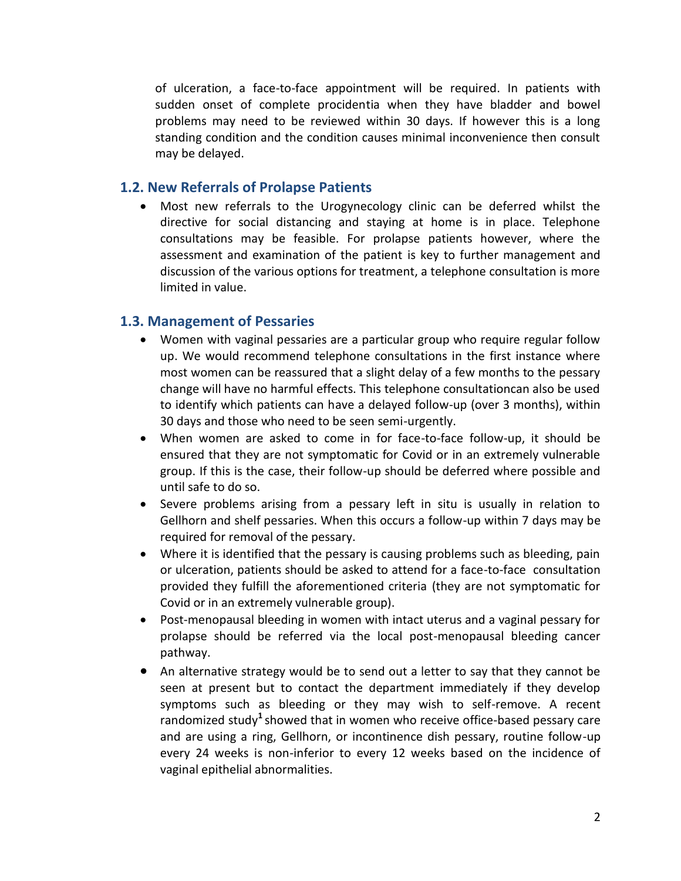of ulceration, a face-to-face appointment will be required. In patients with sudden onset of complete procidentia when they have bladder and bowel problems may need to be reviewed within 30 days. If however this is a long standing condition and the condition causes minimal inconvenience then consult may be delayed.

## 1.2. New Referrals of Prolapse Patients

- Most new referrals to the Urogynecology clinic can be deferred whilst the directive for social distancing and staying at home is in place. Telephone consultations may be feasible. For prolapse patients however, where the assessment and examination of the patient is key to further management and discussion of the various options for treatment, a telephone consultation is more limited in value.

## 1.3. Management of Pessaries

- Women with vaginal pessaries are a particular group who require regular follow up. We would recommend telephone consultations in the first instance where most women can be reassured that a slight delay of a few months to the pessary change will have no harmful effects. This telephone consultationcan also be used to identify which patients can have a delayed follow-up (over 3 months), within 30 days and those who need to be seen semi-urgently.
- When women are asked to come in for face-to-face follow-up, it should be ensured that they are not symptomatic for Covid or in an extremely vulnerable group. If this is the case, their follow-up should be deferred where possible and until safe to do so.
- Severe problems arising from a pessary left in situ is usually in relation to Gellhorn and shelf pessaries. When this occurs a follow-up within 7 days may be required for removal of the pessary.
- Where it is identified that the pessary is causing problems such as bleeding, pain or ulceration, patients should be asked to attend for a face-to-face consultation provided they fulfill the aforementioned criteria (they are not symptomatic for Covid or in an extremely vulnerable group).
- Post-menopausal bleeding in women with intact uterus and a vaginal pessary for prolapse should be referred via the local post-menopausal bleeding cancer pathway.
- An alternative strategy would be to send out a letter to say that they cannot be seen at present but to contact the department immediately if they develop symptoms such as bleeding or they may wish to self-remove. A recent randomized study[1] showed that in women who receive office-based pessary care and are using a ring, Gellhorn, or incontinence dish pessary, routine follow-up every 24 weeks is non-inferior to every 12 weeks based on the incidence of vaginal epithelial abnormalities.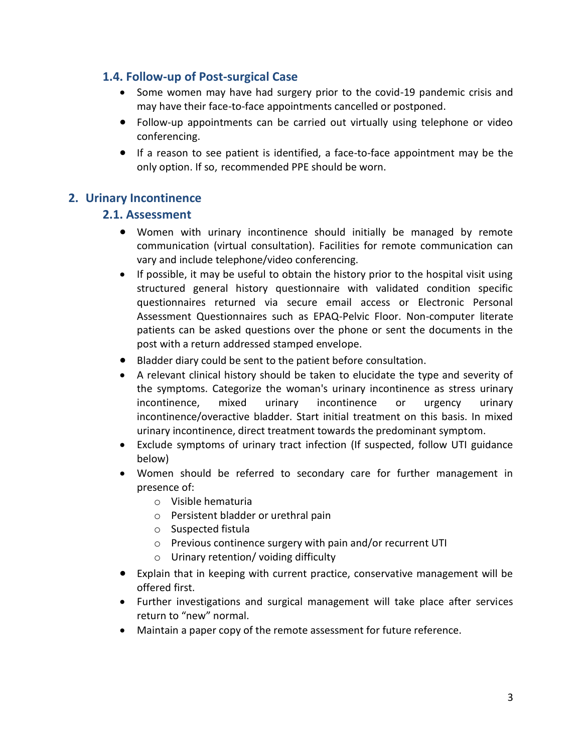### 1.4. Follow-up of Post-surgical Case

- Some women may have had surgery prior to the covid-19 pandemic crisis and may have their face-to-face appointments cancelled or postponed.
- Follow-up appointments can be carried out virtually using telephone or video conferencing.
- If a reason to see patient is identified, a face-to-face appointment may be the only option. If so, recommended PPE should be worn.

## 2. Urinary Incontinence

### 2.1. Assessment

- Women with urinary incontinence should initially be managed by remote communication (virtual consultation). Facilities for remote communication can vary and include telephone/video conferencing.
- If possible, it may be useful to obtain the history prior to the hospital visit using structured general history questionnaire with validated condition specific questionnaires returned via secure email access or Electronic Personal Assessment Questionnaires such as EPAQ-Pelvic Floor. Non-computer literate patients can be asked questions over the phone or sent the documents in the post with a return addressed stamped envelope.
- Bladder diary could be sent to the patient before consultation.
- A relevant clinical history should be taken to elucidate the type and severity of the symptoms. Categorize the woman's urinary incontinence as stress urinary incontinence, mixed urinary incontinence or urgency urinary incontinence/overactive bladder. Start initial treatment on this basis. In mixed urinary incontinence, direct treatment towards the predominant symptom.
- Exclude symptoms of urinary tract infection (If suspected, follow UTI guidance below)
- Women should be referred to secondary care for further management in presence of:
  - Visible hematuria
  - Persistent bladder or urethral pain
  - Suspected fistula
  - Previous continence surgery with pain and/or recurrent UTI
  - Urinary retention/ voiding difficulty
- Explain that in keeping with current practice, conservative management will be offered first.
- Further investigations and surgical management will take place after services return to "new" normal.
- Maintain a paper copy of the remote assessment for future reference.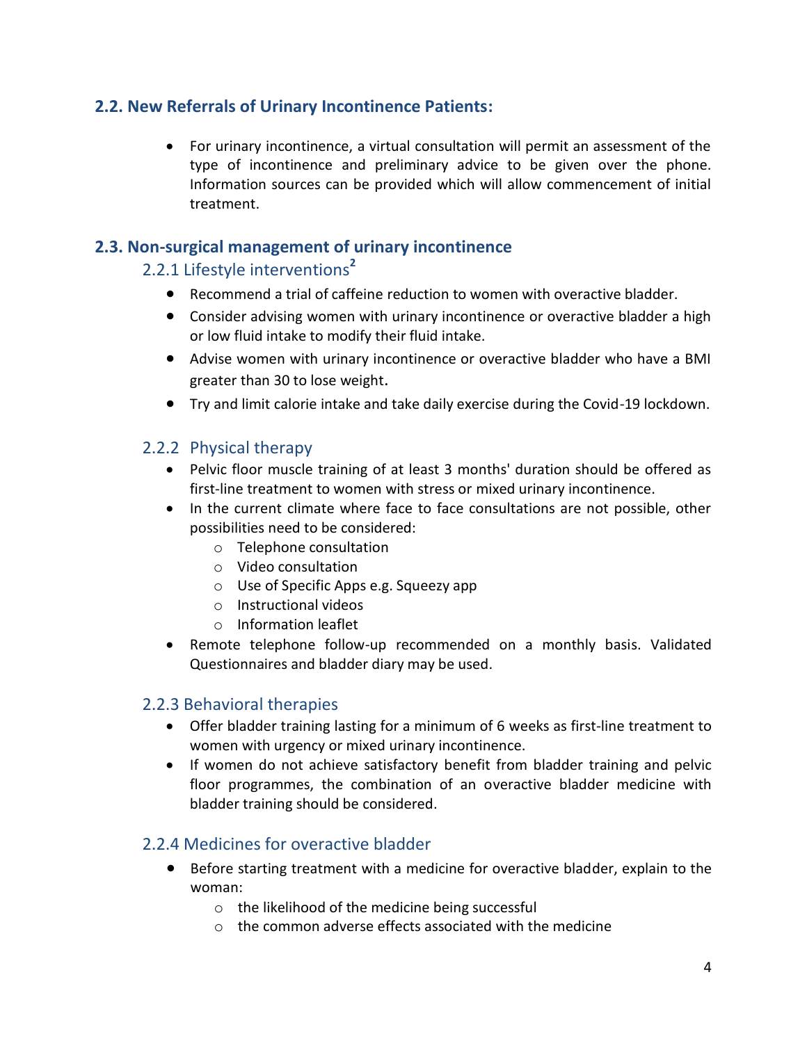## 2.2. New Referrals of Urinary Incontinence Patients:

- For urinary incontinence, a virtual consultation will permit an assessment of the type of incontinence and preliminary advice to be given over the phone. Information sources can be provided which will allow commencement of initial treatment.

## 2.3. Non-surgical management of urinary incontinence

### 2.2.1 Lifestyle interventions[2]

- Recommend a trial of caffeine reduction to women with overactive bladder.
- Consider advising women with urinary incontinence or overactive bladder a high or low fluid intake to modify their fluid intake.
- Advise women with urinary incontinence or overactive bladder who have a BMI greater than 30 to lose weight.
- Try and limit calorie intake and take daily exercise during the Covid-19 lockdown.

### 2.2.2 Physical therapy

- Pelvic floor muscle training of at least 3 months' duration should be offered as first-line treatment to women with stress or mixed urinary incontinence.
- In the current climate where face to face consultations are not possible, other possibilities need to be considered:
  - Telephone consultation
  - Video consultation
  - Use of Specific Apps e.g. Squeezy app
  - Instructional videos
  - Information leaflet
- Remote telephone follow-up recommended on a monthly basis. Validated Questionnaires and bladder diary may be used.

### 2.2.3 Behavioral therapies

- Offer bladder training lasting for a minimum of 6 weeks as first-line treatment to women with urgency or mixed urinary incontinence.
- If women do not achieve satisfactory benefit from bladder training and pelvic floor programmes, the combination of an overactive bladder medicine with bladder training should be considered.

### 2.2.4 Medicines for overactive bladder

- Before starting treatment with a medicine for overactive bladder, explain to the woman:
  - the likelihood of the medicine being successful
  - the common adverse effects associated with the medicine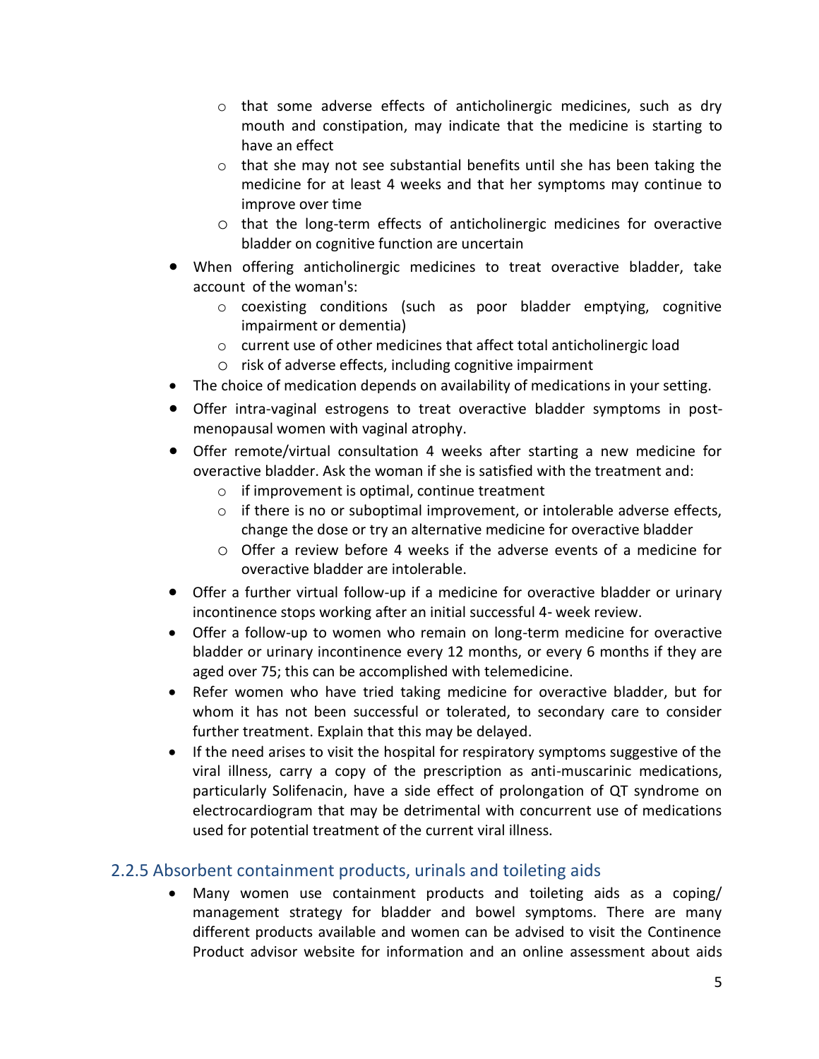- that some adverse effects of anticholinergic medicines, such as dry mouth and constipation, may indicate that the medicine is starting to have an effect
  - that she may not see substantial benefits until she has been taking the medicine for at least 4 weeks and that her symptoms may continue to improve over time
  - that the long-term effects of anticholinergic medicines for overactive bladder on cognitive function are uncertain
- When offering anticholinergic medicines to treat overactive bladder, take account of the woman's:
  - coexisting conditions (such as poor bladder emptying, cognitive impairment or dementia)
  - current use of other medicines that affect total anticholinergic load
  - risk of adverse effects, including cognitive impairment
- The choice of medication depends on availability of medications in your setting.
- Offer intra-vaginal estrogens to treat overactive bladder symptoms in post-menopausal women with vaginal atrophy.
- Offer remote/virtual consultation 4 weeks after starting a new medicine for overactive bladder. Ask the woman if she is satisfied with the treatment and:
  - if improvement is optimal, continue treatment
  - if there is no or suboptimal improvement, or intolerable adverse effects, change the dose or try an alternative medicine for overactive bladder
  - Offer a review before 4 weeks if the adverse events of a medicine for overactive bladder are intolerable.
- Offer a further virtual follow-up if a medicine for overactive bladder or urinary incontinence stops working after an initial successful 4- week review.
- Offer a follow-up to women who remain on long-term medicine for overactive bladder or urinary incontinence every 12 months, or every 6 months if they are aged over 75; this can be accomplished with telemedicine.
- Refer women who have tried taking medicine for overactive bladder, but for whom it has not been successful or tolerated, to secondary care to consider further treatment. Explain that this may be delayed.
- If the need arises to visit the hospital for respiratory symptoms suggestive of the viral illness, carry a copy of the prescription as anti-muscarinic medications, particularly Solifenacin, have a side effect of prolongation of QT syndrome on electrocardiogram that may be detrimental with concurrent use of medications used for potential treatment of the current viral illness.

### 2.2.5 Absorbent containment products, urinals and toileting aids

- Many women use containment products and toileting aids as a coping/ management strategy for bladder and bowel symptoms. There are many different products available and women can be advised to visit the Continence Product advisor website for information and an online assessment about aids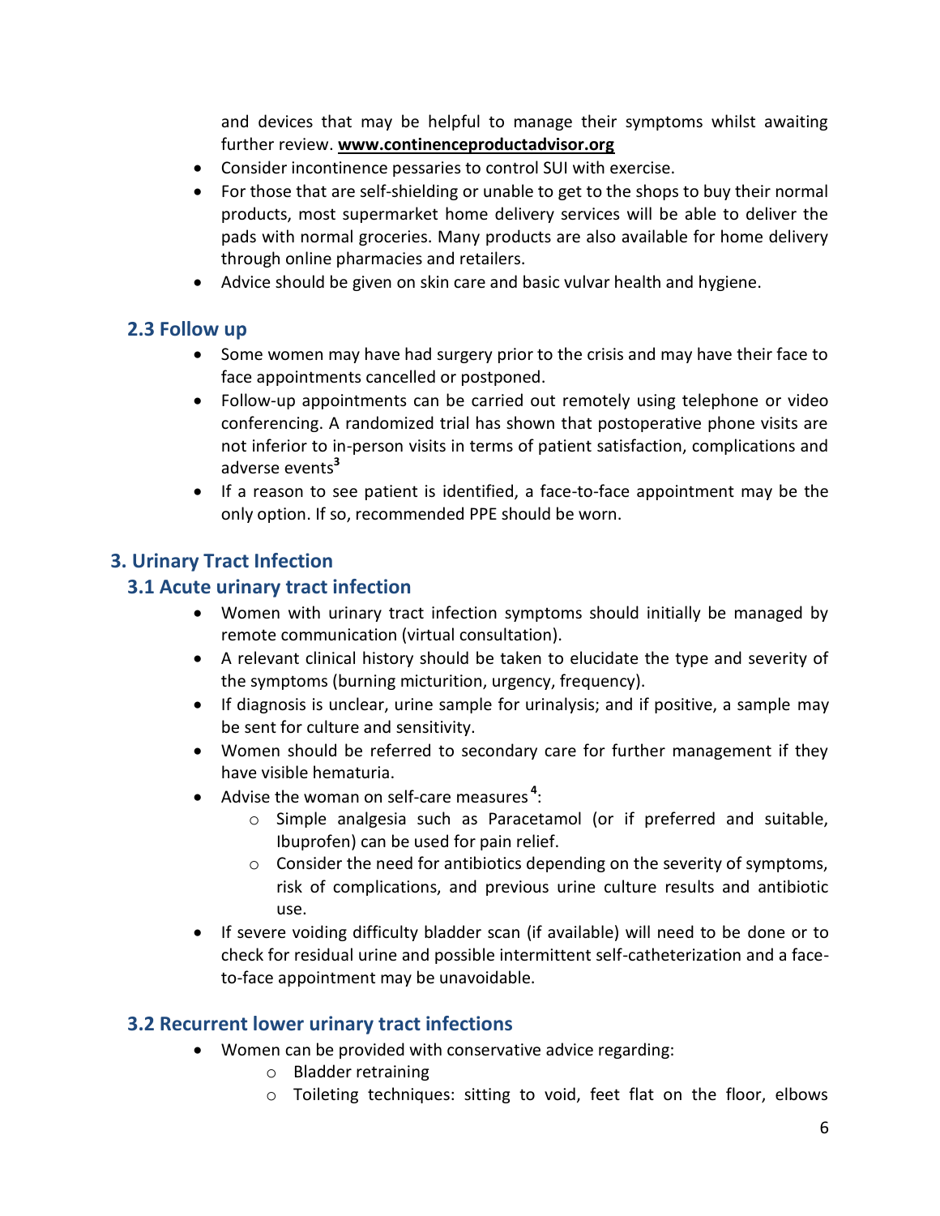and devices that may be helpful to manage their symptoms whilst awaiting further review. **www.continenceproductadvisor.org**

- Consider incontinence pessaries to control SUI with exercise.
- For those that are self-shielding or unable to get to the shops to buy their normal products, most supermarket home delivery services will be able to deliver the pads with normal groceries. Many products are also available for home delivery through online pharmacies and retailers.
- Advice should be given on skin care and basic vulvar health and hygiene.

### 2.3 Follow up

- Some women may have had surgery prior to the crisis and may have their face to face appointments cancelled or postponed.
- Follow-up appointments can be carried out remotely using telephone or video conferencing. A randomized trial has shown that postoperative phone visits are not inferior to in-person visits in terms of patient satisfaction, complications and adverse events[3]
- If a reason to see patient is identified, a face-to-face appointment may be the only option. If so, recommended PPE should be worn.

## 3. Urinary Tract Infection

### 3.1 Acute urinary tract infection

- Women with urinary tract infection symptoms should initially be managed by remote communication (virtual consultation).
- A relevant clinical history should be taken to elucidate the type and severity of the symptoms (burning micturition, urgency, frequency).
- If diagnosis is unclear, urine sample for urinalysis; and if positive, a sample may be sent for culture and sensitivity.
- Women should be referred to secondary care for further management if they have visible hematuria.
- Advise the woman on self-care measures[4]:
  - Simple analgesia such as Paracetamol (or if preferred and suitable, Ibuprofen) can be used for pain relief.
  - Consider the need for antibiotics depending on the severity of symptoms, risk of complications, and previous urine culture results and antibiotic use.
- If severe voiding difficulty bladder scan (if available) will need to be done or to check for residual urine and possible intermittent self-catheterization and a face-to-face appointment may be unavoidable.

### 3.2 Recurrent lower urinary tract infections

- Women can be provided with conservative advice regarding:
  - Bladder retraining
  - Toileting techniques: sitting to void, feet flat on the floor, elbows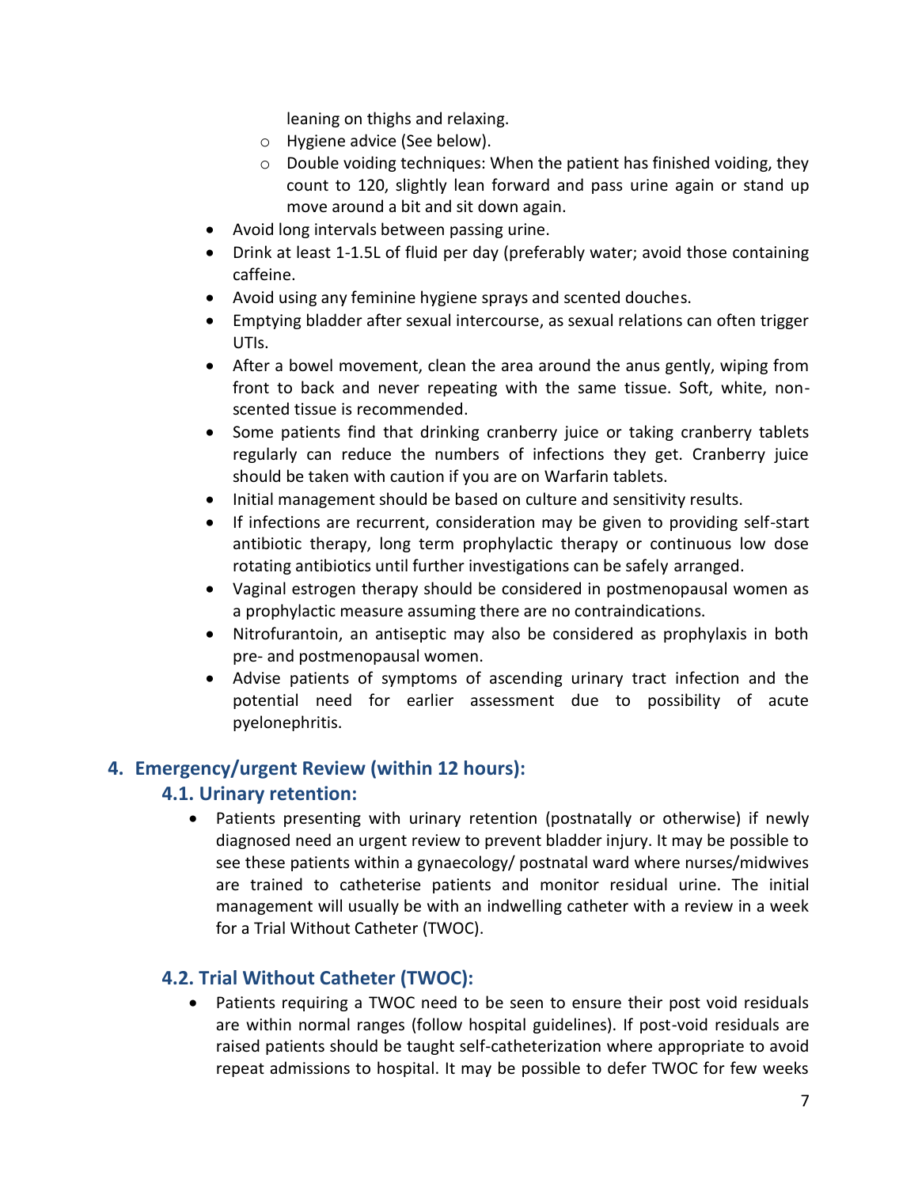leaning on thighs and relaxing.
  - Hygiene advice (See below).
  - Double voiding techniques: When the patient has finished voiding, they count to 120, slightly lean forward and pass urine again or stand up move around a bit and sit down again.
- Avoid long intervals between passing urine.
- Drink at least 1-1.5L of fluid per day (preferably water; avoid those containing caffeine.
- Avoid using any feminine hygiene sprays and scented douches.
- Emptying bladder after sexual intercourse, as sexual relations can often trigger UTIs.
- After a bowel movement, clean the area around the anus gently, wiping from front to back and never repeating with the same tissue. Soft, white, non-scented tissue is recommended.
- Some patients find that drinking cranberry juice or taking cranberry tablets regularly can reduce the numbers of infections they get. Cranberry juice should be taken with caution if you are on Warfarin tablets.
- Initial management should be based on culture and sensitivity results.
- If infections are recurrent, consideration may be given to providing self-start antibiotic therapy, long term prophylactic therapy or continuous low dose rotating antibiotics until further investigations can be safely arranged.
- Vaginal estrogen therapy should be considered in postmenopausal women as a prophylactic measure assuming there are no contraindications.
- Nitrofurantoin, an antiseptic may also be considered as prophylaxis in both pre- and postmenopausal women.
- Advise patients of symptoms of ascending urinary tract infection and the potential need for earlier assessment due to possibility of acute pyelonephritis.

## 4. Emergency/urgent Review (within 12 hours):

### 4.1. Urinary retention:

- Patients presenting with urinary retention (postnatally or otherwise) if newly diagnosed need an urgent review to prevent bladder injury. It may be possible to see these patients within a gynaecology/ postnatal ward where nurses/midwives are trained to catheterise patients and monitor residual urine. The initial management will usually be with an indwelling catheter with a review in a week for a Trial Without Catheter (TWOC).

### 4.2. Trial Without Catheter (TWOC):

- Patients requiring a TWOC need to be seen to ensure their post void residuals are within normal ranges (follow hospital guidelines). If post-void residuals are raised patients should be taught self-catheterization where appropriate to avoid repeat admissions to hospital. It may be possible to defer TWOC for few weeks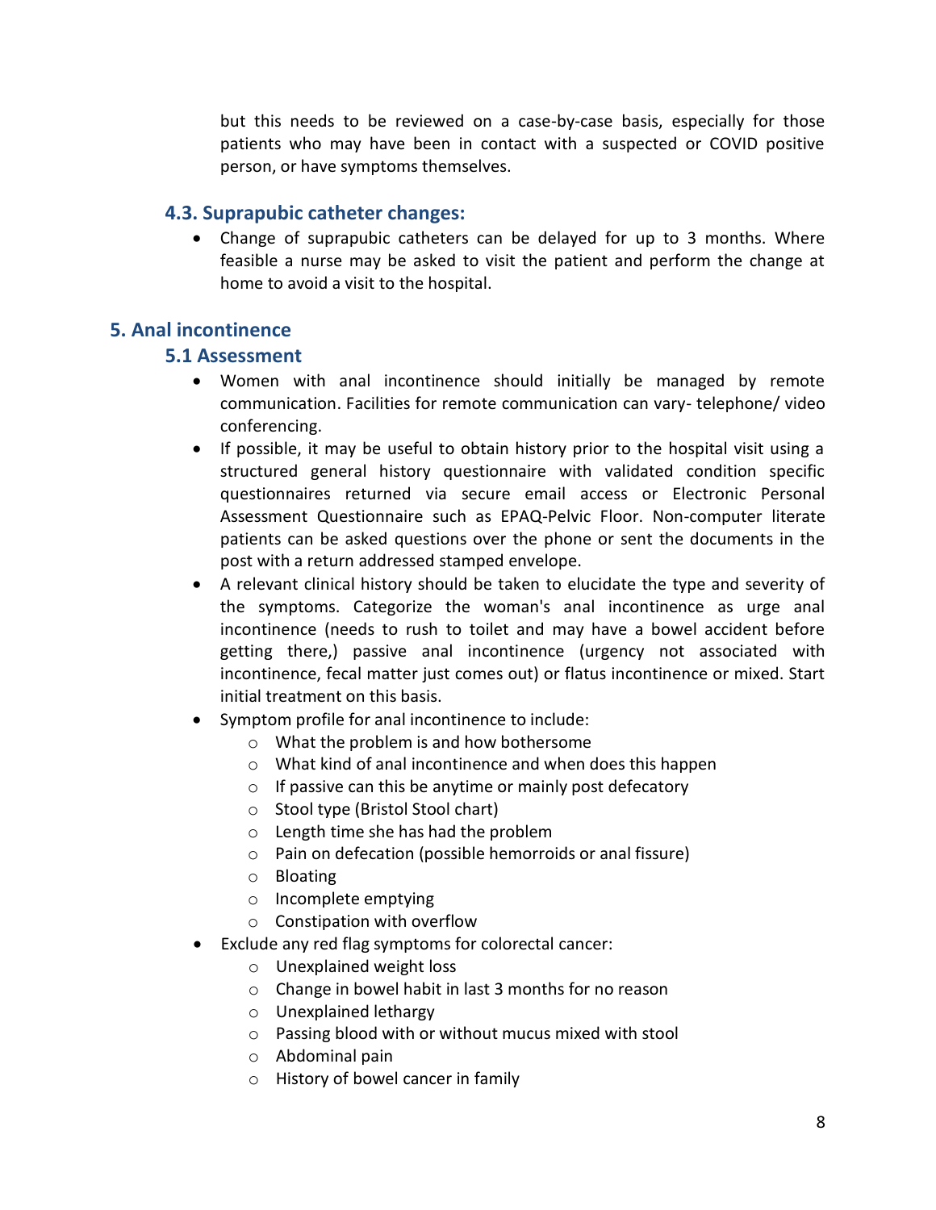but this needs to be reviewed on a case-by-case basis, especially for those patients who may have been in contact with a suspected or COVID positive person, or have symptoms themselves.

### 4.3. Suprapubic catheter changes:

- Change of suprapubic catheters can be delayed for up to 3 months. Where feasible a nurse may be asked to visit the patient and perform the change at home to avoid a visit to the hospital.

## 5. Anal incontinence

### 5.1 Assessment

- Women with anal incontinence should initially be managed by remote communication. Facilities for remote communication can vary- telephone/ video conferencing.
- If possible, it may be useful to obtain history prior to the hospital visit using a structured general history questionnaire with validated condition specific questionnaires returned via secure email access or Electronic Personal Assessment Questionnaire such as EPAQ-Pelvic Floor. Non-computer literate patients can be asked questions over the phone or sent the documents in the post with a return addressed stamped envelope.
- A relevant clinical history should be taken to elucidate the type and severity of the symptoms. Categorize the woman's anal incontinence as urge anal incontinence (needs to rush to toilet and may have a bowel accident before getting there,) passive anal incontinence (urgency not associated with incontinence, fecal matter just comes out) or flatus incontinence or mixed. Start initial treatment on this basis.
- Symptom profile for anal incontinence to include:
    - What the problem is and how bothersome
    - What kind of anal incontinence and when does this happen
    - If passive can this be anytime or mainly post defecatory
    - Stool type (Bristol Stool chart)
    - Length time she has had the problem
    - Pain on defecation (possible hemorroids or anal fissure)
    - Bloating
    - Incomplete emptying
    - Constipation with overflow
- Exclude any red flag symptoms for colorectal cancer:
    - Unexplained weight loss
    - Change in bowel habit in last 3 months for no reason
    - Unexplained lethargy
    - Passing blood with or without mucus mixed with stool
    - Abdominal pain
    - History of bowel cancer in family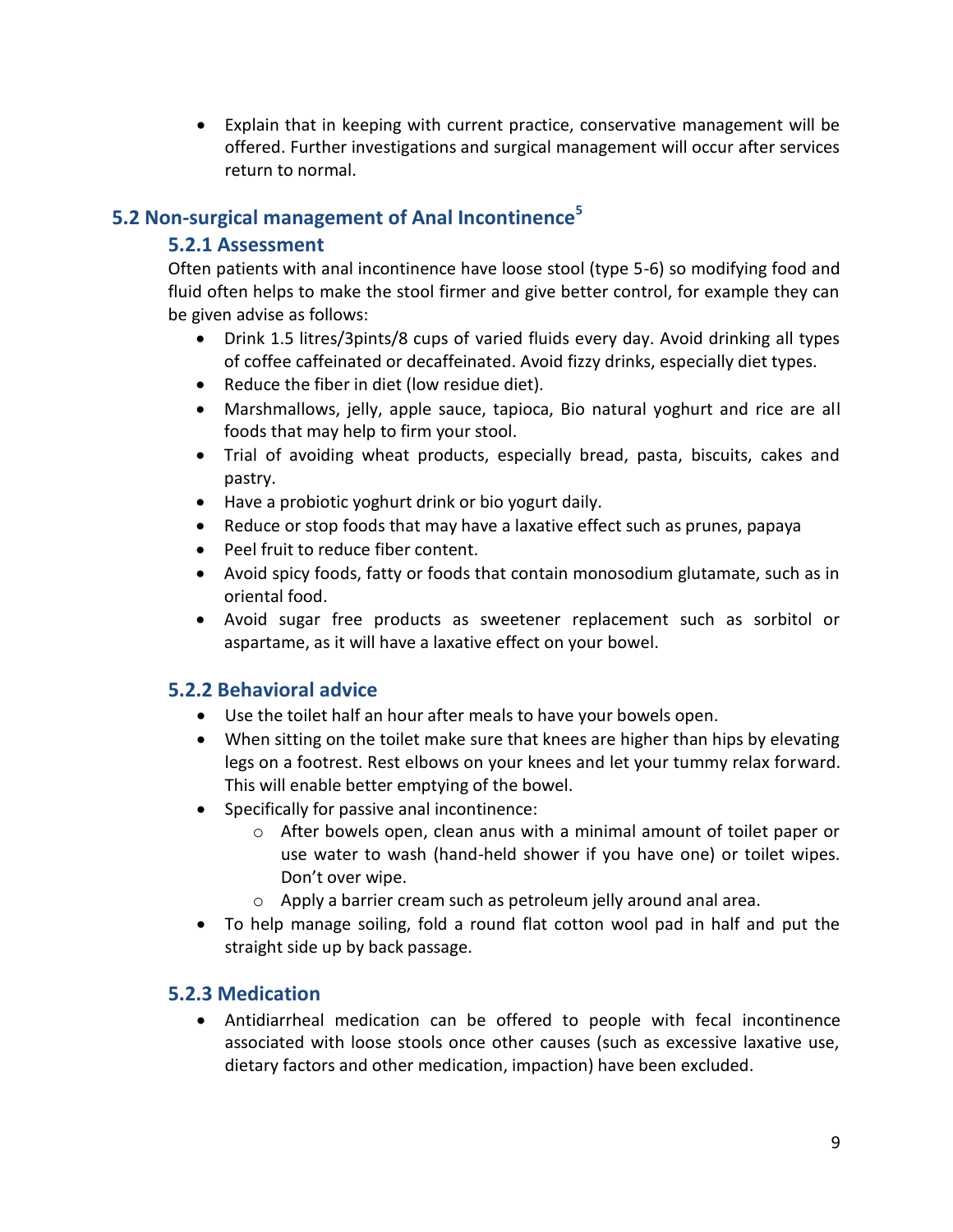- Explain that in keeping with current practice, conservative management will be offered. Further investigations and surgical management will occur after services return to normal.

## 5.2 Non-surgical management of Anal Incontinence[5]

### 5.2.1 Assessment

Often patients with anal incontinence have loose stool (type 5-6) so modifying food and fluid often helps to make the stool firmer and give better control, for example they can be given advise as follows:

- Drink 1.5 litres/3pints/8 cups of varied fluids every day. Avoid drinking all types of coffee caffeinated or decaffeinated. Avoid fizzy drinks, especially diet types.
- Reduce the fiber in diet (low residue diet).
- Marshmallows, jelly, apple sauce, tapioca, Bio natural yoghurt and rice are all foods that may help to firm your stool.
- Trial of avoiding wheat products, especially bread, pasta, biscuits, cakes and pastry.
- Have a probiotic yoghurt drink or bio yogurt daily.
- Reduce or stop foods that may have a laxative effect such as prunes, papaya
- Peel fruit to reduce fiber content.
- Avoid spicy foods, fatty or foods that contain monosodium glutamate, such as in oriental food.
- Avoid sugar free products as sweetener replacement such as sorbitol or aspartame, as it will have a laxative effect on your bowel.

### 5.2.2 Behavioral advice

- Use the toilet half an hour after meals to have your bowels open.
- When sitting on the toilet make sure that knees are higher than hips by elevating legs on a footrest. Rest elbows on your knees and let your tummy relax forward. This will enable better emptying of the bowel.
- Specifically for passive anal incontinence:
  - After bowels open, clean anus with a minimal amount of toilet paper or use water to wash (hand-held shower if you have one) or toilet wipes. Don't over wipe.
  - Apply a barrier cream such as petroleum jelly around anal area.
- To help manage soiling, fold a round flat cotton wool pad in half and put the straight side up by back passage.

### 5.2.3 Medication

- Antidiarrheal medication can be offered to people with fecal incontinence associated with loose stools once other causes (such as excessive laxative use, dietary factors and other medication, impaction) have been excluded.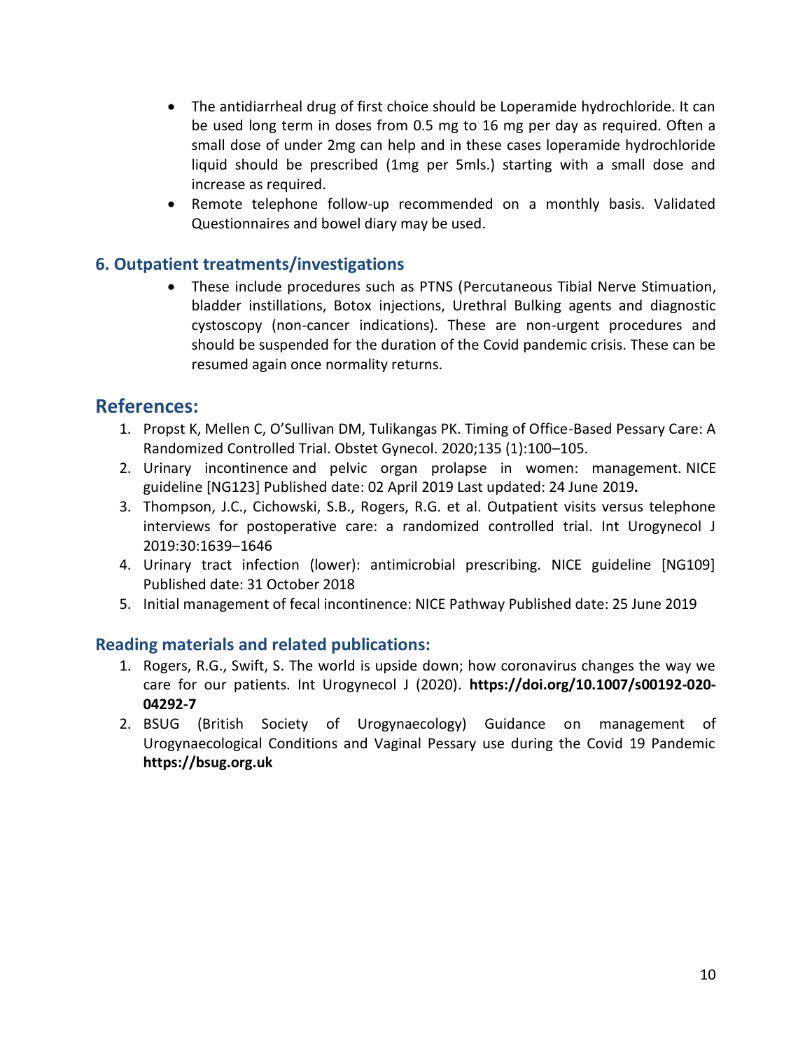- The antidiarrheal drug of first choice should be Loperamide hydrochloride. It can be used long term in doses from 0.5 mg to 16 mg per day as required. Often a small dose of under 2mg can help and in these cases loperamide hydrochloride liquid should be prescribed (1mg per 5mls.) starting with a small dose and increase as required.
- Remote telephone follow-up recommended on a monthly basis. Validated Questionnaires and bowel diary may be used.

## 6. Outpatient treatments/investigations

- These include procedures such as PTNS (Percutaneous Tibial Nerve Stimuation, bladder instillations, Botox injections, Urethral Bulking agents and diagnostic cystoscopy (non-cancer indications). These are non-urgent procedures and should be suspended for the duration of the Covid pandemic crisis. These can be resumed again once normality returns.

# References:

1. Propst K, Mellen C, O'Sullivan DM, Tulikangas PK. Timing of Office-Based Pessary Care: A Randomized Controlled Trial. Obstet Gynecol. 2020;135 (1):100–105.
2. Urinary incontinence and pelvic organ prolapse in women: management. NICE guideline [NG123] Published date: 02 April 2019 Last updated: 24 June 2019**.**
3. Thompson, J.C., Cichowski, S.B., Rogers, R.G. et al. Outpatient visits versus telephone interviews for postoperative care: a randomized controlled trial. Int Urogynecol J 2019:30:1639–1646
4. Urinary tract infection (lower): antimicrobial prescribing. NICE guideline [NG109] Published date: 31 October 2018
5. Initial management of fecal incontinence: NICE Pathway Published date: 25 June 2019

## Reading materials and related publications:

1. Rogers, R.G., Swift, S. The world is upside down; how coronavirus changes the way we care for our patients. Int Urogynecol J (2020). **https://doi.org/10.1007/s00192-020-04292-7**
2. BSUG (British Society of Urogynaecology) Guidance on management of Urogynaecological Conditions and Vaginal Pessary use during the Covid 19 Pandemic **https://bsug.org.uk**